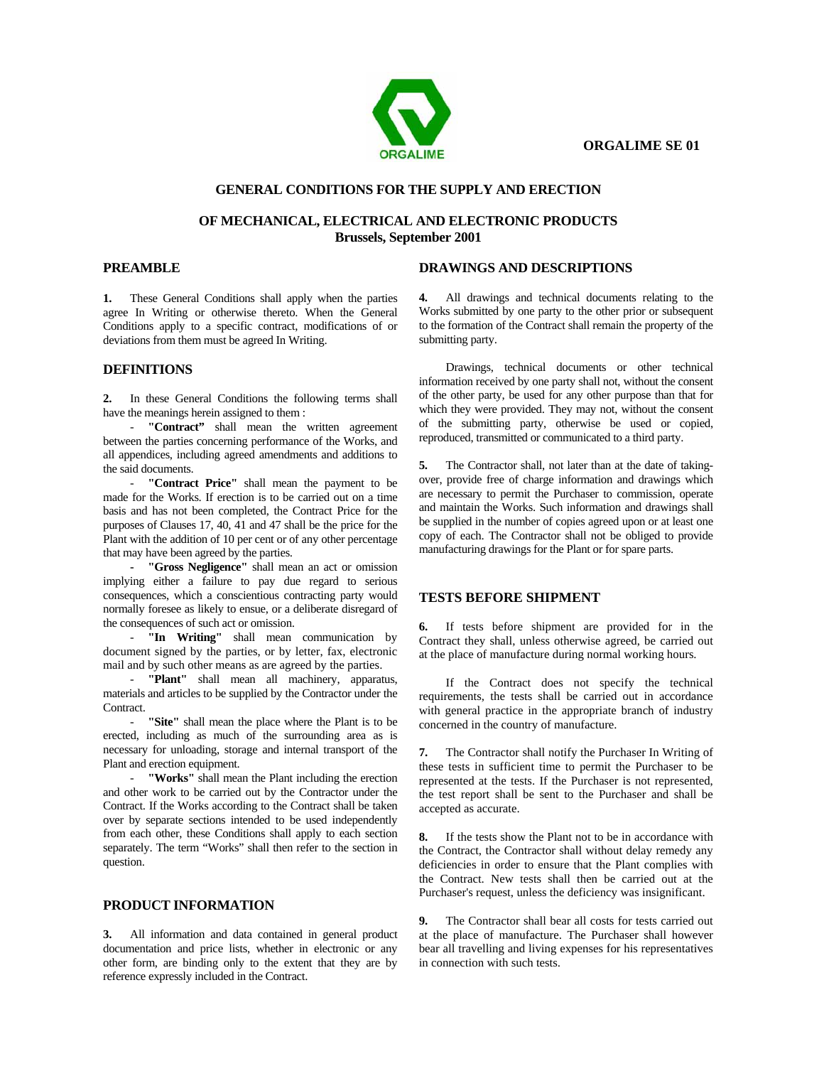ORGALIME SE 01

# GENERAL CONDITIONS FOR THE SUPPLY AND ERECTION

# OF MECHANICAL, ELECTRICAL AND ELECTRONIC PRODUCTS

**Brussels, September 2001**

## PREAMBLE

**1.** These General Conditions shall apply when the parties agree In Writing or otherwise thereto. When the General Conditions apply to a specific contract, modifications of or deviations from them must be agreed In Writing.

## DEFINITIONS

**2.** In these General Conditions the following terms shall have the meanings herein assigned to them :

- **"Contract"** shall mean the written agreement between the parties concerning performance of the Works, and all appendices, including agreed amendments and additions to the said documents.
- **"Contract Price"** shall mean the payment to be made for the Works. If erection is to be carried out on a time basis and has not been completed, the Contract Price for the purposes of Clauses 17, 40, 41 and 47 shall be the price for the Plant with the addition of 10 per cent or of any other percentage that may have been agreed by the parties.
- **"Gross Negligence"** shall mean an act or omission implying either a failure to pay due regard to serious consequences, which a conscientious contracting party would normally foresee as likely to ensue, or a deliberate disregard of the consequences of such act or omission.
- **"In Writing"** shall mean communication by document signed by the parties, or by letter, fax, electronic mail and by such other means as are agreed by the parties.
- **"Plant"** shall mean all machinery, apparatus, materials and articles to be supplied by the Contractor under the Contract.
- **"Site"** shall mean the place where the Plant is to be erected, including as much of the surrounding area as is necessary for unloading, storage and internal transport of the Plant and erection equipment.
- **"Works"** shall mean the Plant including the erection and other work to be carried out by the Contractor under the Contract. If the Works according to the Contract shall be taken over by separate sections intended to be used independently from each other, these Conditions shall apply to each section separately. The term "Works" shall then refer to the section in question.

## PRODUCT INFORMATION

**3.** All information and data contained in general product documentation and price lists, whether in electronic or any other form, are binding only to the extent that they are by reference expressly included in the Contract.

## DRAWINGS AND DESCRIPTIONS

**4.** All drawings and technical documents relating to the Works submitted by one party to the other prior or subsequent to the formation of the Contract shall remain the property of the submitting party.

Drawings, technical documents or other technical information received by one party shall not, without the consent of the other party, be used for any other purpose than that for which they were provided. They may not, without the consent of the submitting party, otherwise be used or copied, reproduced, transmitted or communicated to a third party.

**5.** The Contractor shall, not later than at the date of taking-over, provide free of charge information and drawings which are necessary to permit the Purchaser to commission, operate and maintain the Works. Such information and drawings shall be supplied in the number of copies agreed upon or at least one copy of each. The Contractor shall not be obliged to provide manufacturing drawings for the Plant or for spare parts.

## TESTS BEFORE SHIPMENT

**6.** If tests before shipment are provided for in the Contract they shall, unless otherwise agreed, be carried out at the place of manufacture during normal working hours.

If the Contract does not specify the technical requirements, the tests shall be carried out in accordance with general practice in the appropriate branch of industry concerned in the country of manufacture.

**7.** The Contractor shall notify the Purchaser In Writing of these tests in sufficient time to permit the Purchaser to be represented at the tests. If the Purchaser is not represented, the test report shall be sent to the Purchaser and shall be accepted as accurate.

**8.** If the tests show the Plant not to be in accordance with the Contract, the Contractor shall without delay remedy any deficiencies in order to ensure that the Plant complies with the Contract. New tests shall then be carried out at the Purchaser's request, unless the deficiency was insignificant.

**9.** The Contractor shall bear all costs for tests carried out at the place of manufacture. The Purchaser shall however bear all travelling and living expenses for his representatives in connection with such tests.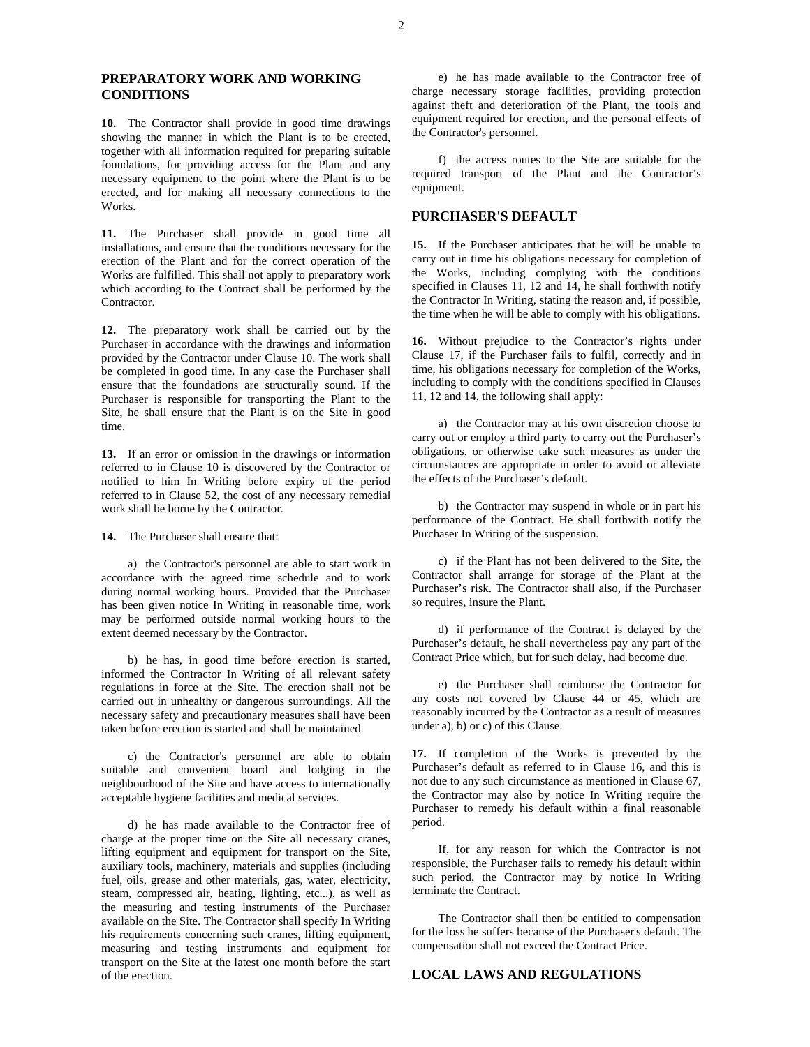## PREPARATORY WORK AND WORKING CONDITIONS

**10.** The Contractor shall provide in good time drawings showing the manner in which the Plant is to be erected, together with all information required for preparing suitable foundations, for providing access for the Plant and any necessary equipment to the point where the Plant is to be erected, and for making all necessary connections to the Works.

**11.** The Purchaser shall provide in good time all installations, and ensure that the conditions necessary for the erection of the Plant and for the correct operation of the Works are fulfilled. This shall not apply to preparatory work which according to the Contract shall be performed by the Contractor.

**12.** The preparatory work shall be carried out by the Purchaser in accordance with the drawings and information provided by the Contractor under Clause 10. The work shall be completed in good time. In any case the Purchaser shall ensure that the foundations are structurally sound. If the Purchaser is responsible for transporting the Plant to the Site, he shall ensure that the Plant is on the Site in good time.

**13.** If an error or omission in the drawings or information referred to in Clause 10 is discovered by the Contractor or notified to him In Writing before expiry of the period referred to in Clause 52, the cost of any necessary remedial work shall be borne by the Contractor.

**14.** The Purchaser shall ensure that:

a) the Contractor's personnel are able to start work in accordance with the agreed time schedule and to work during normal working hours. Provided that the Purchaser has been given notice In Writing in reasonable time, work may be performed outside normal working hours to the extent deemed necessary by the Contractor.

b) he has, in good time before erection is started, informed the Contractor In Writing of all relevant safety regulations in force at the Site. The erection shall not be carried out in unhealthy or dangerous surroundings. All the necessary safety and precautionary measures shall have been taken before erection is started and shall be maintained.

c) the Contractor's personnel are able to obtain suitable and convenient board and lodging in the neighbourhood of the Site and have access to internationally acceptable hygiene facilities and medical services.

d) he has made available to the Contractor free of charge at the proper time on the Site all necessary cranes, lifting equipment and equipment for transport on the Site, auxiliary tools, machinery, materials and supplies (including fuel, oils, grease and other materials, gas, water, electricity, steam, compressed air, heating, lighting, etc...), as well as the measuring and testing instruments of the Purchaser available on the Site. The Contractor shall specify In Writing his requirements concerning such cranes, lifting equipment, measuring and testing instruments and equipment for transport on the Site at the latest one month before the start of the erection.

e) he has made available to the Contractor free of charge necessary storage facilities, providing protection against theft and deterioration of the Plant, the tools and equipment required for erection, and the personal effects of the Contractor's personnel.

f) the access routes to the Site are suitable for the required transport of the Plant and the Contractor's equipment.

## PURCHASER'S DEFAULT

**15.** If the Purchaser anticipates that he will be unable to carry out in time his obligations necessary for completion of the Works, including complying with the conditions specified in Clauses 11, 12 and 14, he shall forthwith notify the Contractor In Writing, stating the reason and, if possible, the time when he will be able to comply with his obligations.

**16.** Without prejudice to the Contractor's rights under Clause 17, if the Purchaser fails to fulfil, correctly and in time, his obligations necessary for completion of the Works, including to comply with the conditions specified in Clauses 11, 12 and 14, the following shall apply:

a) the Contractor may at his own discretion choose to carry out or employ a third party to carry out the Purchaser's obligations, or otherwise take such measures as under the circumstances are appropriate in order to avoid or alleviate the effects of the Purchaser's default.

b) the Contractor may suspend in whole or in part his performance of the Contract. He shall forthwith notify the Purchaser In Writing of the suspension.

c) if the Plant has not been delivered to the Site, the Contractor shall arrange for storage of the Plant at the Purchaser's risk. The Contractor shall also, if the Purchaser so requires, insure the Plant.

d) if performance of the Contract is delayed by the Purchaser's default, he shall nevertheless pay any part of the Contract Price which, but for such delay, had become due.

e) the Purchaser shall reimburse the Contractor for any costs not covered by Clause 44 or 45, which are reasonably incurred by the Contractor as a result of measures under a), b) or c) of this Clause.

**17.** If completion of the Works is prevented by the Purchaser's default as referred to in Clause 16, and this is not due to any such circumstance as mentioned in Clause 67, the Contractor may also by notice In Writing require the Purchaser to remedy his default within a final reasonable period.

If, for any reason for which the Contractor is not responsible, the Purchaser fails to remedy his default within such period, the Contractor may by notice In Writing terminate the Contract.

The Contractor shall then be entitled to compensation for the loss he suffers because of the Purchaser's default. The compensation shall not exceed the Contract Price.

## LOCAL LAWS AND REGULATIONS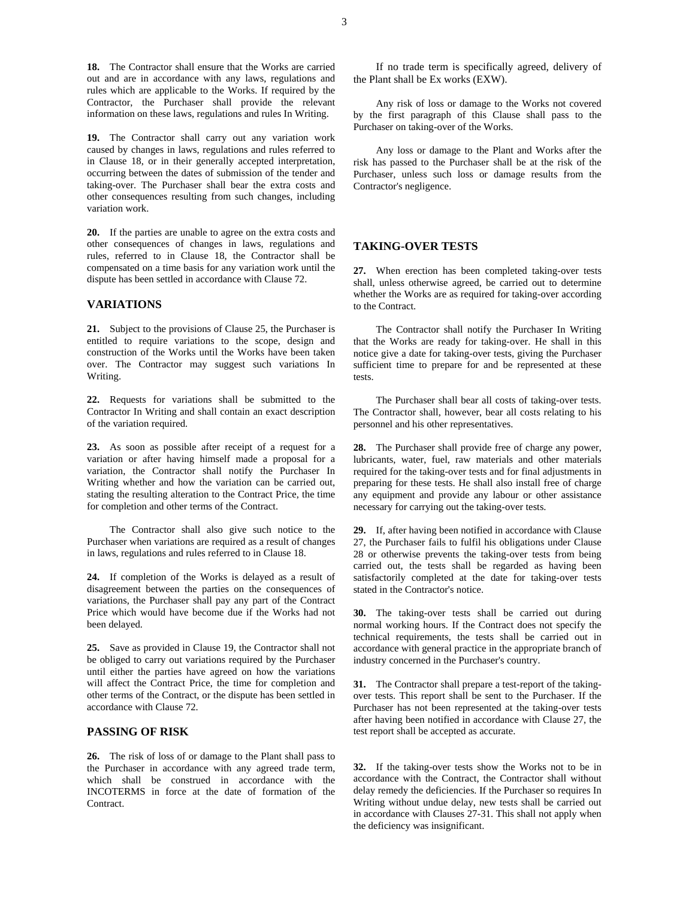**18.** The Contractor shall ensure that the Works are carried out and are in accordance with any laws, regulations and rules which are applicable to the Works. If required by the Contractor, the Purchaser shall provide the relevant information on these laws, regulations and rules In Writing.

**19.** The Contractor shall carry out any variation work caused by changes in laws, regulations and rules referred to in Clause 18, or in their generally accepted interpretation, occurring between the dates of submission of the tender and taking-over. The Purchaser shall bear the extra costs and other consequences resulting from such changes, including variation work.

**20.** If the parties are unable to agree on the extra costs and other consequences of changes in laws, regulations and rules, referred to in Clause 18, the Contractor shall be compensated on a time basis for any variation work until the dispute has been settled in accordance with Clause 72.

## VARIATIONS

**21.** Subject to the provisions of Clause 25, the Purchaser is entitled to require variations to the scope, design and construction of the Works until the Works have been taken over. The Contractor may suggest such variations In Writing.

**22.** Requests for variations shall be submitted to the Contractor In Writing and shall contain an exact description of the variation required.

**23.** As soon as possible after receipt of a request for a variation or after having himself made a proposal for a variation, the Contractor shall notify the Purchaser In Writing whether and how the variation can be carried out, stating the resulting alteration to the Contract Price, the time for completion and other terms of the Contract.

The Contractor shall also give such notice to the Purchaser when variations are required as a result of changes in laws, regulations and rules referred to in Clause 18.

**24.** If completion of the Works is delayed as a result of disagreement between the parties on the consequences of variations, the Purchaser shall pay any part of the Contract Price which would have become due if the Works had not been delayed.

**25.** Save as provided in Clause 19, the Contractor shall not be obliged to carry out variations required by the Purchaser until either the parties have agreed on how the variations will affect the Contract Price, the time for completion and other terms of the Contract, or the dispute has been settled in accordance with Clause 72.

## PASSING OF RISK

**26.** The risk of loss of or damage to the Plant shall pass to the Purchaser in accordance with any agreed trade term, which shall be construed in accordance with the INCOTERMS in force at the date of formation of the Contract.

If no trade term is specifically agreed, delivery of the Plant shall be Ex works (EXW).

Any risk of loss or damage to the Works not covered by the first paragraph of this Clause shall pass to the Purchaser on taking-over of the Works.

Any loss or damage to the Plant and Works after the risk has passed to the Purchaser shall be at the risk of the Purchaser, unless such loss or damage results from the Contractor's negligence.

## TAKING-OVER TESTS

**27.** When erection has been completed taking-over tests shall, unless otherwise agreed, be carried out to determine whether the Works are as required for taking-over according to the Contract.

The Contractor shall notify the Purchaser In Writing that the Works are ready for taking-over. He shall in this notice give a date for taking-over tests, giving the Purchaser sufficient time to prepare for and be represented at these tests.

The Purchaser shall bear all costs of taking-over tests. The Contractor shall, however, bear all costs relating to his personnel and his other representatives.

**28.** The Purchaser shall provide free of charge any power, lubricants, water, fuel, raw materials and other materials required for the taking-over tests and for final adjustments in preparing for these tests. He shall also install free of charge any equipment and provide any labour or other assistance necessary for carrying out the taking-over tests.

**29.** If, after having been notified in accordance with Clause 27, the Purchaser fails to fulfil his obligations under Clause 28 or otherwise prevents the taking-over tests from being carried out, the tests shall be regarded as having been satisfactorily completed at the date for taking-over tests stated in the Contractor's notice.

**30.** The taking-over tests shall be carried out during normal working hours. If the Contract does not specify the technical requirements, the tests shall be carried out in accordance with general practice in the appropriate branch of industry concerned in the Purchaser's country.

**31.** The Contractor shall prepare a test-report of the taking-over tests. This report shall be sent to the Purchaser. If the Purchaser has not been represented at the taking-over tests after having been notified in accordance with Clause 27, the test report shall be accepted as accurate.

**32.** If the taking-over tests show the Works not to be in accordance with the Contract, the Contractor shall without delay remedy the deficiencies. If the Purchaser so requires In Writing without undue delay, new tests shall be carried out in accordance with Clauses 27-31. This shall not apply when the deficiency was insignificant.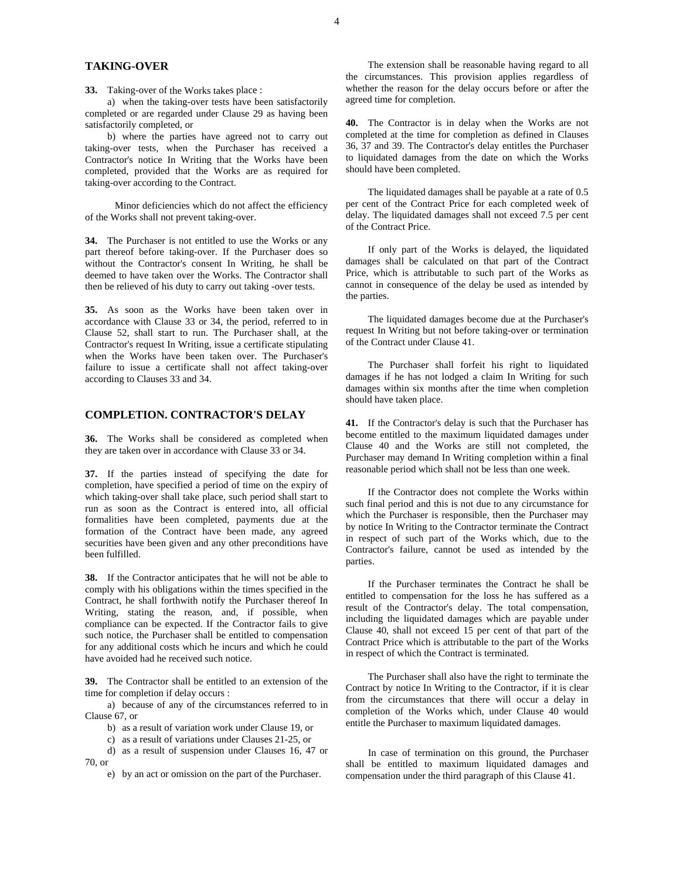## TAKING-OVER

**33.** Taking-over of the Works takes place :

a) when the taking-over tests have been satisfactorily completed or are regarded under Clause 29 as having been satisfactorily completed, or

b) where the parties have agreed not to carry out taking-over tests, when the Purchaser has received a Contractor's notice In Writing that the Works have been completed, provided that the Works are as required for taking-over according to the Contract.

Minor deficiencies which do not affect the efficiency of the Works shall not prevent taking-over.

**34.** The Purchaser is not entitled to use the Works or any part thereof before taking-over. If the Purchaser does so without the Contractor's consent In Writing, he shall be deemed to have taken over the Works. The Contractor shall then be relieved of his duty to carry out taking -over tests.

**35.** As soon as the Works have been taken over in accordance with Clause 33 or 34, the period, referred to in Clause 52, shall start to run. The Purchaser shall, at the Contractor's request In Writing, issue a certificate stipulating when the Works have been taken over. The Purchaser's failure to issue a certificate shall not affect taking-over according to Clauses 33 and 34.

## COMPLETION. CONTRACTOR'S DELAY

**36.** The Works shall be considered as completed when they are taken over in accordance with Clause 33 or 34.

**37.** If the parties instead of specifying the date for completion, have specified a period of time on the expiry of which taking-over shall take place, such period shall start to run as soon as the Contract is entered into, all official formalities have been completed, payments due at the formation of the Contract have been made, any agreed securities have been given and any other preconditions have been fulfilled.

**38.** If the Contractor anticipates that he will not be able to comply with his obligations within the times specified in the Contract, he shall forthwith notify the Purchaser thereof In Writing, stating the reason, and, if possible, when compliance can be expected. If the Contractor fails to give such notice, the Purchaser shall be entitled to compensation for any additional costs which he incurs and which he could have avoided had he received such notice.

**39.** The Contractor shall be entitled to an extension of the time for completion if delay occurs :

a) because of any of the circumstances referred to in Clause 67, or

b) as a result of variation work under Clause 19, or

c) as a result of variations under Clauses 21-25, or

d) as a result of suspension under Clauses 16, 47 or 70, or

e) by an act or omission on the part of the Purchaser.

The extension shall be reasonable having regard to all the circumstances. This provision applies regardless of whether the reason for the delay occurs before or after the agreed time for completion.

**40.** The Contractor is in delay when the Works are not completed at the time for completion as defined in Clauses 36, 37 and 39. The Contractor's delay entitles the Purchaser to liquidated damages from the date on which the Works should have been completed.

The liquidated damages shall be payable at a rate of 0.5 per cent of the Contract Price for each completed week of delay. The liquidated damages shall not exceed 7.5 per cent of the Contract Price.

If only part of the Works is delayed, the liquidated damages shall be calculated on that part of the Contract Price, which is attributable to such part of the Works as cannot in consequence of the delay be used as intended by the parties.

The liquidated damages become due at the Purchaser's request In Writing but not before taking-over or termination of the Contract under Clause 41.

The Purchaser shall forfeit his right to liquidated damages if he has not lodged a claim In Writing for such damages within six months after the time when completion should have taken place.

**41.** If the Contractor's delay is such that the Purchaser has become entitled to the maximum liquidated damages under Clause 40 and the Works are still not completed, the Purchaser may demand In Writing completion within a final reasonable period which shall not be less than one week.

If the Contractor does not complete the Works within such final period and this is not due to any circumstance for which the Purchaser is responsible, then the Purchaser may by notice In Writing to the Contractor terminate the Contract in respect of such part of the Works which, due to the Contractor's failure, cannot be used as intended by the parties.

If the Purchaser terminates the Contract he shall be entitled to compensation for the loss he has suffered as a result of the Contractor's delay. The total compensation, including the liquidated damages which are payable under Clause 40, shall not exceed 15 per cent of that part of the Contract Price which is attributable to the part of the Works in respect of which the Contract is terminated.

The Purchaser shall also have the right to terminate the Contract by notice In Writing to the Contractor, if it is clear from the circumstances that there will occur a delay in completion of the Works which, under Clause 40 would entitle the Purchaser to maximum liquidated damages.

In case of termination on this ground, the Purchaser shall be entitled to maximum liquidated damages and compensation under the third paragraph of this Clause 41.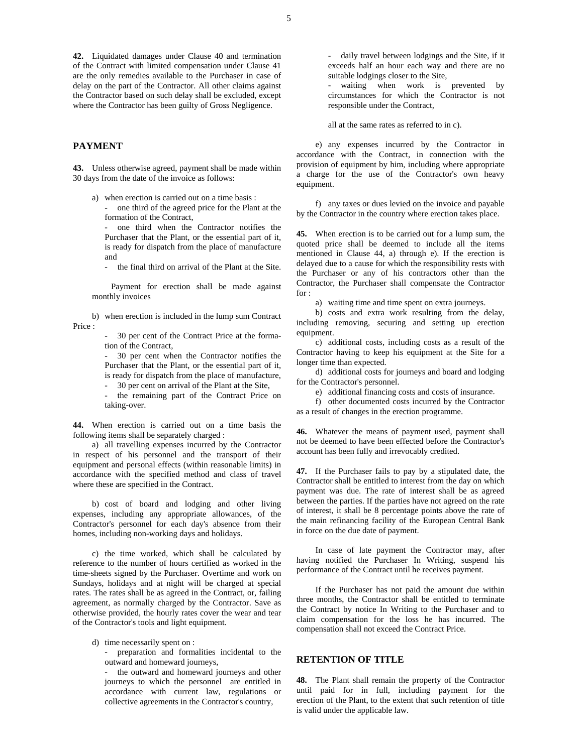**42.** Liquidated damages under Clause 40 and termination of the Contract with limited compensation under Clause 41 are the only remedies available to the Purchaser in case of delay on the part of the Contractor. All other claims against the Contractor based on such delay shall be excluded, except where the Contractor has been guilty of Gross Negligence.

## PAYMENT

**43.** Unless otherwise agreed, payment shall be made within 30 days from the date of the invoice as follows:

a) when erection is carried out on a time basis :
- one third of the agreed price for the Plant at the formation of the Contract,
- one third when the Contractor notifies the Purchaser that the Plant, or the essential part of it, is ready for dispatch from the place of manufacture and
- the final third on arrival of the Plant at the Site.

Payment for erection shall be made against monthly invoices

b) when erection is included in the lump sum Contract Price :
- 30 per cent of the Contract Price at the formation of the Contract,
- 30 per cent when the Contractor notifies the Purchaser that the Plant, or the essential part of it, is ready for dispatch from the place of manufacture,
- 30 per cent on arrival of the Plant at the Site,
- the remaining part of the Contract Price on taking-over.

**44.** When erection is carried out on a time basis the following items shall be separately charged :

a) all travelling expenses incurred by the Contractor in respect of his personnel and the transport of their equipment and personal effects (within reasonable limits) in accordance with the specified method and class of travel where these are specified in the Contract.

b) cost of board and lodging and other living expenses, including any appropriate allowances, of the Contractor's personnel for each day's absence from their homes, including non-working days and holidays.

c) the time worked, which shall be calculated by reference to the number of hours certified as worked in the time-sheets signed by the Purchaser. Overtime and work on Sundays, holidays and at night will be charged at special rates. The rates shall be as agreed in the Contract, or, failing agreement, as normally charged by the Contractor. Save as otherwise provided, the hourly rates cover the wear and tear of the Contractor's tools and light equipment.

d) time necessarily spent on :
- preparation and formalities incidental to the outward and homeward journeys,
- the outward and homeward journeys and other journeys to which the personnel are entitled in accordance with current law, regulations or collective agreements in the Contractor's country,
- daily travel between lodgings and the Site, if it exceeds half an hour each way and there are no suitable lodgings closer to the Site,
- waiting when work is prevented by circumstances for which the Contractor is not responsible under the Contract,

all at the same rates as referred to in c).

e) any expenses incurred by the Contractor in accordance with the Contract, in connection with the provision of equipment by him, including where appropriate a charge for the use of the Contractor's own heavy equipment.

f) any taxes or dues levied on the invoice and payable by the Contractor in the country where erection takes place.

**45.** When erection is to be carried out for a lump sum, the quoted price shall be deemed to include all the items mentioned in Clause 44, a) through e). If the erection is delayed due to a cause for which the responsibility rests with the Purchaser or any of his contractors other than the Contractor, the Purchaser shall compensate the Contractor for :

a) waiting time and time spent on extra journeys.

b) costs and extra work resulting from the delay, including removing, securing and setting up erection equipment.

c) additional costs, including costs as a result of the Contractor having to keep his equipment at the Site for a longer time than expected.

d) additional costs for journeys and board and lodging for the Contractor's personnel.

e) additional financing costs and costs of insurance.

f) other documented costs incurred by the Contractor as a result of changes in the erection programme.

**46.** Whatever the means of payment used, payment shall not be deemed to have been effected before the Contractor's account has been fully and irrevocably credited.

**47.** If the Purchaser fails to pay by a stipulated date, the Contractor shall be entitled to interest from the day on which payment was due. The rate of interest shall be as agreed between the parties. If the parties have not agreed on the rate of interest, it shall be 8 percentage points above the rate of the main refinancing facility of the European Central Bank in force on the due date of payment.

In case of late payment the Contractor may, after having notified the Purchaser In Writing, suspend his performance of the Contract until he receives payment.

If the Purchaser has not paid the amount due within three months, the Contractor shall be entitled to terminate the Contract by notice In Writing to the Purchaser and to claim compensation for the loss he has incurred. The compensation shall not exceed the Contract Price.

## RETENTION OF TITLE

**48.** The Plant shall remain the property of the Contractor until paid for in full, including payment for the erection of the Plant, to the extent that such retention of title is valid under the applicable law.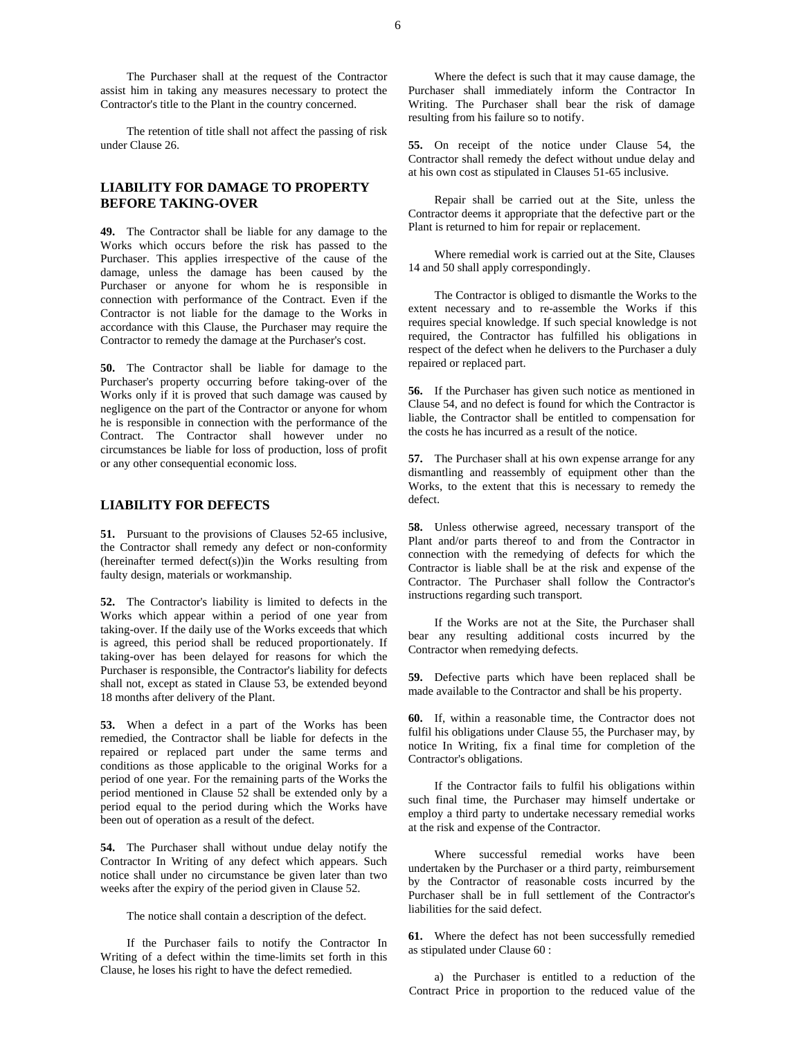The Purchaser shall at the request of the Contractor assist him in taking any measures necessary to protect the Contractor's title to the Plant in the country concerned.

The retention of title shall not affect the passing of risk under Clause 26.

## LIABILITY FOR DAMAGE TO PROPERTY BEFORE TAKING-OVER

**49.** The Contractor shall be liable for any damage to the Works which occurs before the risk has passed to the Purchaser. This applies irrespective of the cause of the damage, unless the damage has been caused by the Purchaser or anyone for whom he is responsible in connection with performance of the Contract. Even if the Contractor is not liable for the damage to the Works in accordance with this Clause, the Purchaser may require the Contractor to remedy the damage at the Purchaser's cost.

**50.** The Contractor shall be liable for damage to the Purchaser's property occurring before taking-over of the Works only if it is proved that such damage was caused by negligence on the part of the Contractor or anyone for whom he is responsible in connection with the performance of the Contract. The Contractor shall however under no circumstances be liable for loss of production, loss of profit or any other consequential economic loss.

## LIABILITY FOR DEFECTS

**51.** Pursuant to the provisions of Clauses 52-65 inclusive, the Contractor shall remedy any defect or non-conformity (hereinafter termed defect(s))in the Works resulting from faulty design, materials or workmanship.

**52.** The Contractor's liability is limited to defects in the Works which appear within a period of one year from taking-over. If the daily use of the Works exceeds that which is agreed, this period shall be reduced proportionately. If taking-over has been delayed for reasons for which the Purchaser is responsible, the Contractor's liability for defects shall not, except as stated in Clause 53, be extended beyond 18 months after delivery of the Plant.

**53.** When a defect in a part of the Works has been remedied, the Contractor shall be liable for defects in the repaired or replaced part under the same terms and conditions as those applicable to the original Works for a period of one year. For the remaining parts of the Works the period mentioned in Clause 52 shall be extended only by a period equal to the period during which the Works have been out of operation as a result of the defect.

**54.** The Purchaser shall without undue delay notify the Contractor In Writing of any defect which appears. Such notice shall under no circumstance be given later than two weeks after the expiry of the period given in Clause 52.

The notice shall contain a description of the defect.

If the Purchaser fails to notify the Contractor In Writing of a defect within the time-limits set forth in this Clause, he loses his right to have the defect remedied.

Where the defect is such that it may cause damage, the Purchaser shall immediately inform the Contractor In Writing. The Purchaser shall bear the risk of damage resulting from his failure so to notify.

**55.** On receipt of the notice under Clause 54, the Contractor shall remedy the defect without undue delay and at his own cost as stipulated in Clauses 51-65 inclusive.

Repair shall be carried out at the Site, unless the Contractor deems it appropriate that the defective part or the Plant is returned to him for repair or replacement.

Where remedial work is carried out at the Site, Clauses 14 and 50 shall apply correspondingly.

The Contractor is obliged to dismantle the Works to the extent necessary and to re-assemble the Works if this requires special knowledge. If such special knowledge is not required, the Contractor has fulfilled his obligations in respect of the defect when he delivers to the Purchaser a duly repaired or replaced part.

**56.** If the Purchaser has given such notice as mentioned in Clause 54, and no defect is found for which the Contractor is liable, the Contractor shall be entitled to compensation for the costs he has incurred as a result of the notice.

**57.** The Purchaser shall at his own expense arrange for any dismantling and reassembly of equipment other than the Works, to the extent that this is necessary to remedy the defect.

**58.** Unless otherwise agreed, necessary transport of the Plant and/or parts thereof to and from the Contractor in connection with the remedying of defects for which the Contractor is liable shall be at the risk and expense of the Contractor. The Purchaser shall follow the Contractor's instructions regarding such transport.

If the Works are not at the Site, the Purchaser shall bear any resulting additional costs incurred by the Contractor when remedying defects.

**59.** Defective parts which have been replaced shall be made available to the Contractor and shall be his property.

**60.** If, within a reasonable time, the Contractor does not fulfil his obligations under Clause 55, the Purchaser may, by notice In Writing, fix a final time for completion of the Contractor's obligations.

If the Contractor fails to fulfil his obligations within such final time, the Purchaser may himself undertake or employ a third party to undertake necessary remedial works at the risk and expense of the Contractor.

Where successful remedial works have been undertaken by the Purchaser or a third party, reimbursement by the Contractor of reasonable costs incurred by the Purchaser shall be in full settlement of the Contractor's liabilities for the said defect.

**61.** Where the defect has not been successfully remedied as stipulated under Clause 60 :

a) the Purchaser is entitled to a reduction of the Contract Price in proportion to the reduced value of the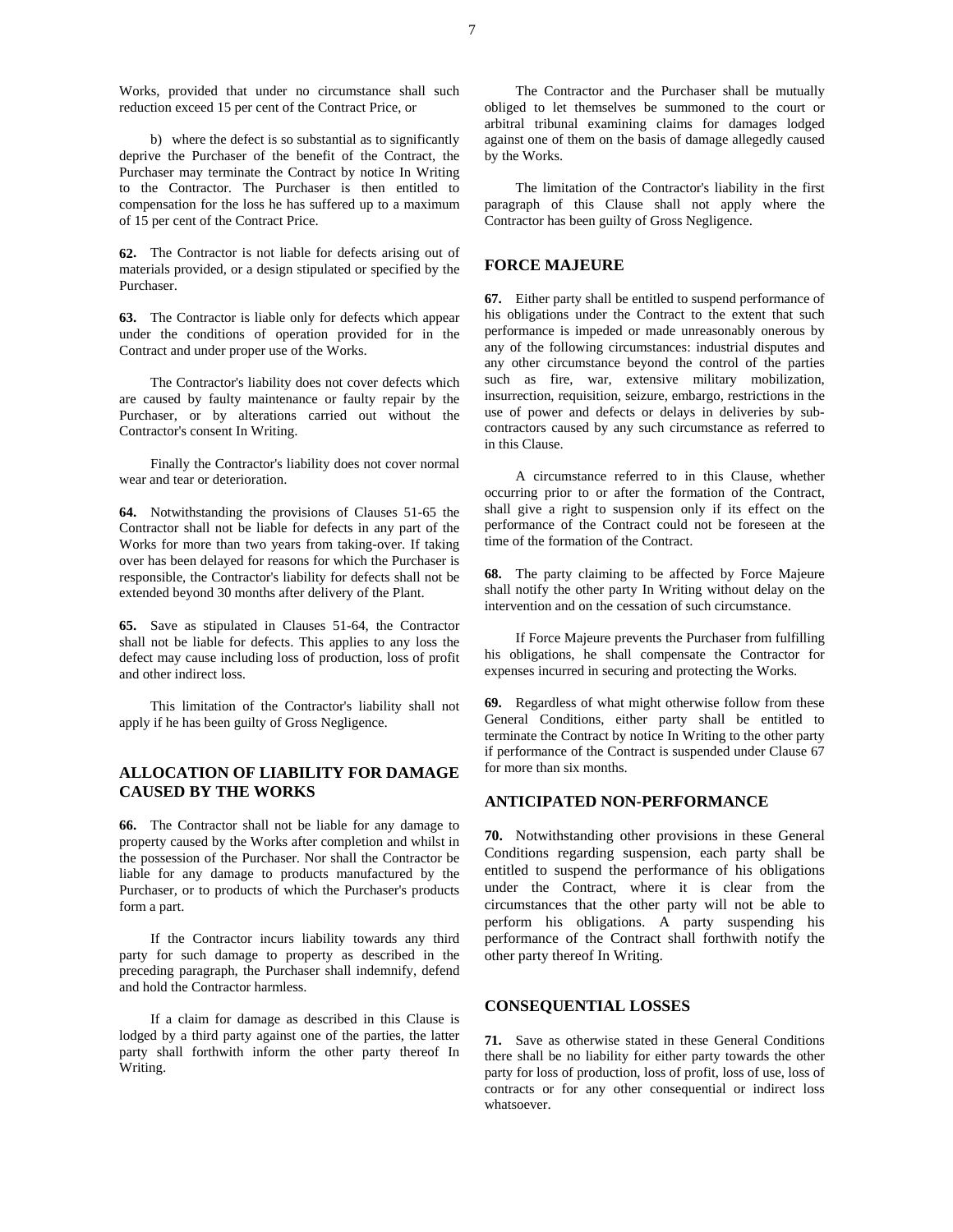Works, provided that under no circumstance shall such reduction exceed 15 per cent of the Contract Price, or

b) where the defect is so substantial as to significantly deprive the Purchaser of the benefit of the Contract, the Purchaser may terminate the Contract by notice In Writing to the Contractor. The Purchaser is then entitled to compensation for the loss he has suffered up to a maximum of 15 per cent of the Contract Price.

**62.** The Contractor is not liable for defects arising out of materials provided, or a design stipulated or specified by the Purchaser.

**63.** The Contractor is liable only for defects which appear under the conditions of operation provided for in the Contract and under proper use of the Works.

The Contractor's liability does not cover defects which are caused by faulty maintenance or faulty repair by the Purchaser, or by alterations carried out without the Contractor's consent In Writing.

Finally the Contractor's liability does not cover normal wear and tear or deterioration.

**64.** Notwithstanding the provisions of Clauses 51-65 the Contractor shall not be liable for defects in any part of the Works for more than two years from taking-over. If taking over has been delayed for reasons for which the Purchaser is responsible, the Contractor's liability for defects shall not be extended beyond 30 months after delivery of the Plant.

**65.** Save as stipulated in Clauses 51-64, the Contractor shall not be liable for defects. This applies to any loss the defect may cause including loss of production, loss of profit and other indirect loss.

This limitation of the Contractor's liability shall not apply if he has been guilty of Gross Negligence.

## ALLOCATION OF LIABILITY FOR DAMAGE CAUSED BY THE WORKS

**66.** The Contractor shall not be liable for any damage to property caused by the Works after completion and whilst in the possession of the Purchaser. Nor shall the Contractor be liable for any damage to products manufactured by the Purchaser, or to products of which the Purchaser's products form a part.

If the Contractor incurs liability towards any third party for such damage to property as described in the preceding paragraph, the Purchaser shall indemnify, defend and hold the Contractor harmless.

If a claim for damage as described in this Clause is lodged by a third party against one of the parties, the latter party shall forthwith inform the other party thereof In Writing.

The Contractor and the Purchaser shall be mutually obliged to let themselves be summoned to the court or arbitral tribunal examining claims for damages lodged against one of them on the basis of damage allegedly caused by the Works.

The limitation of the Contractor's liability in the first paragraph of this Clause shall not apply where the Contractor has been guilty of Gross Negligence.

## FORCE MAJEURE

**67.** Either party shall be entitled to suspend performance of his obligations under the Contract to the extent that such performance is impeded or made unreasonably onerous by any of the following circumstances: industrial disputes and any other circumstance beyond the control of the parties such as fire, war, extensive military mobilization, insurrection, requisition, seizure, embargo, restrictions in the use of power and defects or delays in deliveries by sub-contractors caused by any such circumstance as referred to in this Clause.

A circumstance referred to in this Clause, whether occurring prior to or after the formation of the Contract, shall give a right to suspension only if its effect on the performance of the Contract could not be foreseen at the time of the formation of the Contract.

**68.** The party claiming to be affected by Force Majeure shall notify the other party In Writing without delay on the intervention and on the cessation of such circumstance.

If Force Majeure prevents the Purchaser from fulfilling his obligations, he shall compensate the Contractor for expenses incurred in securing and protecting the Works.

**69.** Regardless of what might otherwise follow from these General Conditions, either party shall be entitled to terminate the Contract by notice In Writing to the other party if performance of the Contract is suspended under Clause 67 for more than six months.

## ANTICIPATED NON-PERFORMANCE

**70.** Notwithstanding other provisions in these General Conditions regarding suspension, each party shall be entitled to suspend the performance of his obligations under the Contract, where it is clear from the circumstances that the other party will not be able to perform his obligations. A party suspending his performance of the Contract shall forthwith notify the other party thereof In Writing.

## CONSEQUENTIAL LOSSES

**71.** Save as otherwise stated in these General Conditions there shall be no liability for either party towards the other party for loss of production, loss of profit, loss of use, loss of contracts or for any other consequential or indirect loss whatsoever.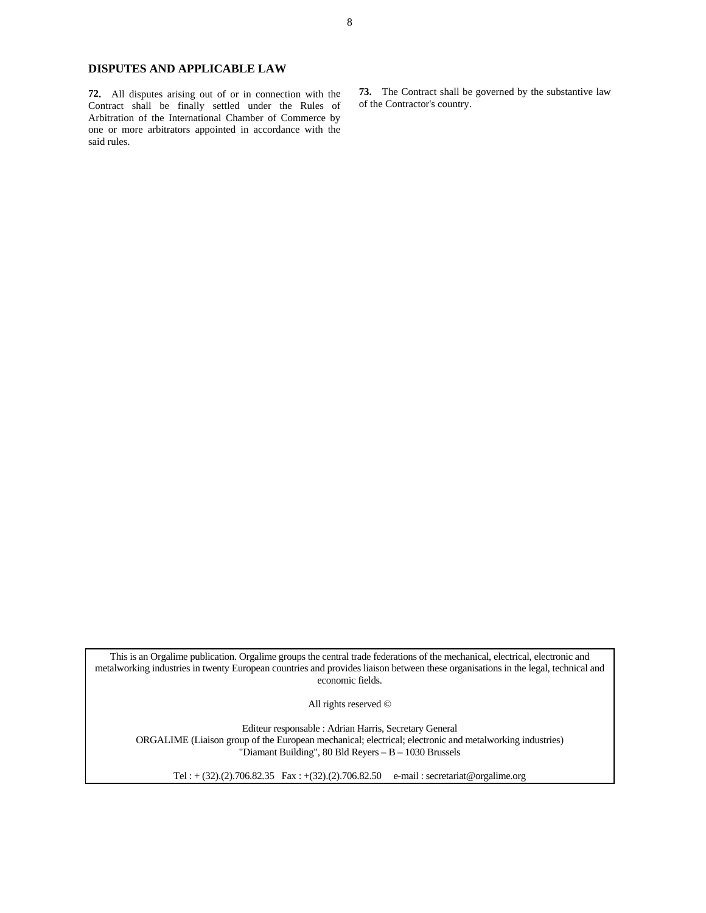## DISPUTES AND APPLICABLE LAW

**72.** All disputes arising out of or in connection with the Contract shall be finally settled under the Rules of Arbitration of the International Chamber of Commerce by one or more arbitrators appointed in accordance with the said rules.

**73.** The Contract shall be governed by the substantive law of the Contractor's country.

This is an Orgalime publication. Orgalime groups the central trade federations of the mechanical, electrical, electronic and metalworking industries in twenty European countries and provides liaison between these organisations in the legal, technical and economic fields.

All rights reserved ©

Editeur responsable : Adrian Harris, Secretary General
ORGALIME (Liaison group of the European mechanical; electrical; electronic and metalworking industries)
"Diamant Building", 80 Bld Reyers – B – 1030 Brussels

Tel : + (32).(2).706.82.35 Fax : +(32).(2).706.82.50 e-mail : secretariat@orgalime.org